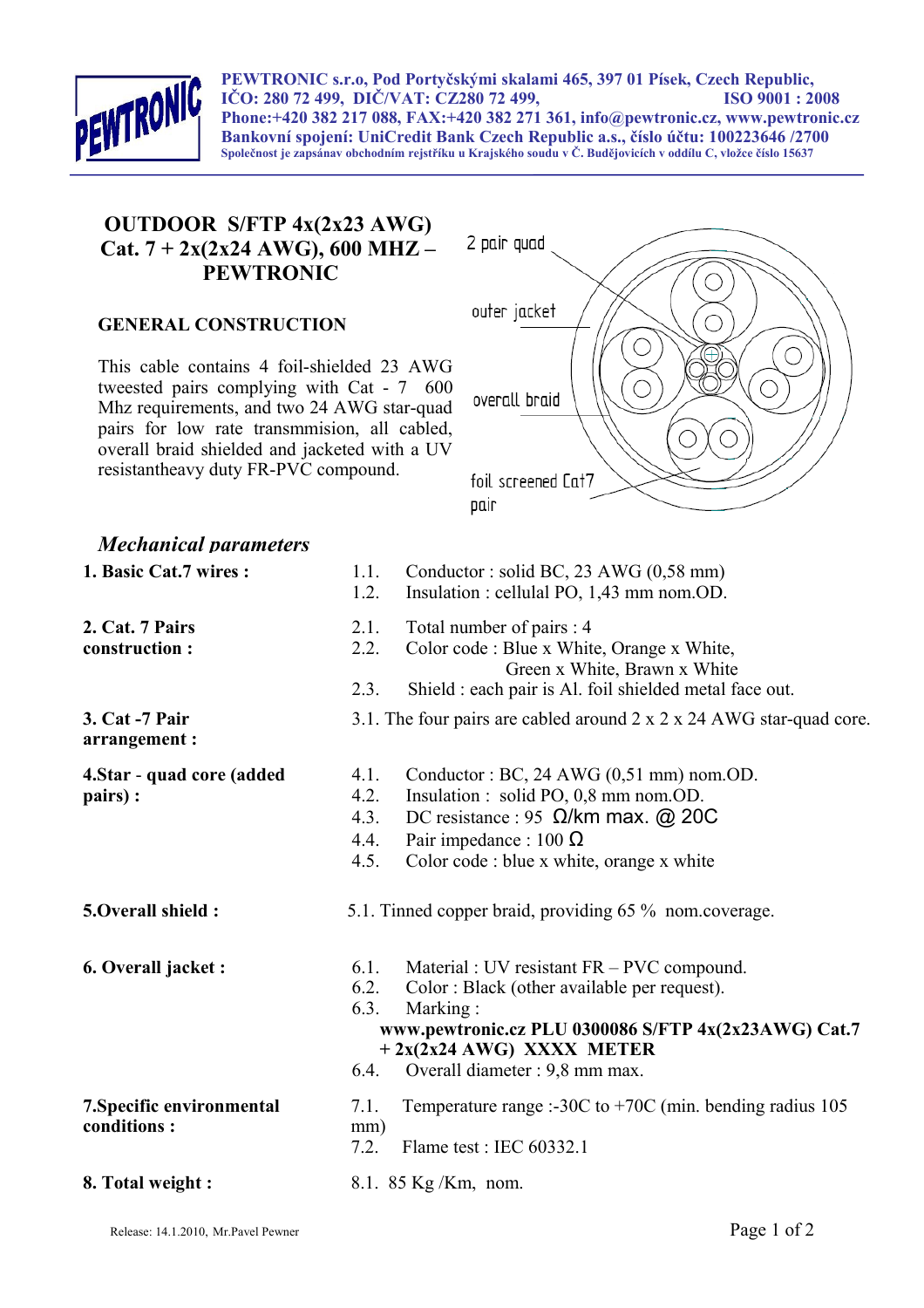PEWTRONIC s.r.o, Pod Portyčskými skalami 465, 397 01 Písek, Czech Republic,
IČO: 280 72 499, DIČ/VAT: CZ280 72 499, ISO 9001 : 2008
Phone:+420 382 217 088, FAX:+420 382 271 361, info@pewtronic.cz, www.pewtronic.cz
Bankovní spojení: UniCredit Bank Czech Republic a.s., číslo účtu: 100223646 /2700
Společnost je zapsánav obchodním rejstříku u Krajského soudu v Č. Budějovicích v oddílu C, vložce číslo 15637

# OUTDOOR S/FTP 4x(2x23 AWG) Cat. 7 + 2x(2x24 AWG), 600 MHZ – PEWTRONIC

## GENERAL CONSTRUCTION

This cable contains 4 foil-shielded 23 AWG tweested pairs complying with Cat - 7 600 Mhz requirements, and two 24 AWG star-quad pairs for low rate transmmision, all cabled, overall braid shielded and jacketed with a UV resistantheavy duty FR-PVC compound.

2 pair quad

outer jacket

overall braid

foil screened Cat7 pair

## *Mechanical parameters*

**1. Basic Cat.7 wires :**

1.1. Conductor : solid BC, 23 AWG (0,58 mm)
1.2. Insulation : cellulal PO, 1,43 mm nom.OD.

**2. Cat. 7 Pairs construction :**

2.1. Total number of pairs : 4
2.2. Color code : Blue x White, Orange x White, Green x White, Brawn x White
2.3. Shield : each pair is Al. foil shielded metal face out.

**3. Cat -7 Pair arrangement :**

3.1. The four pairs are cabled around 2 x 2 x 24 AWG star-quad core.

**4.Star - quad core (added pairs) :**

4.1. Conductor : BC, 24 AWG (0,51 mm) nom.OD.
4.2. Insulation : solid PO, 0,8 mm nom.OD.
4.3. DC resistance : 95 Ω/km max. @ 20C
4.4. Pair impedance : 100 Ω
4.5. Color code : blue x white, orange x white

**5.Overall shield :**

5.1. Tinned copper braid, providing 65 % nom.coverage.

**6. Overall jacket :**

6.1. Material : UV resistant FR – PVC compound.
6.2. Color : Black (other available per request).
6.3. Marking :
**www.pewtronic.cz PLU 0300086 S/FTP 4x(2x23AWG) Cat.7 + 2x(2x24 AWG) XXXX METER**
6.4. Overall diameter : 9,8 mm max.

**7.Specific environmental conditions :**

7.1. Temperature range :-30C to +70C (min. bending radius 105 mm)
7.2. Flame test : IEC 60332.1

**8. Total weight :**

8.1. 85 Kg /Km, nom.

Release: 14.1.2010, Mr.Pavel Pewner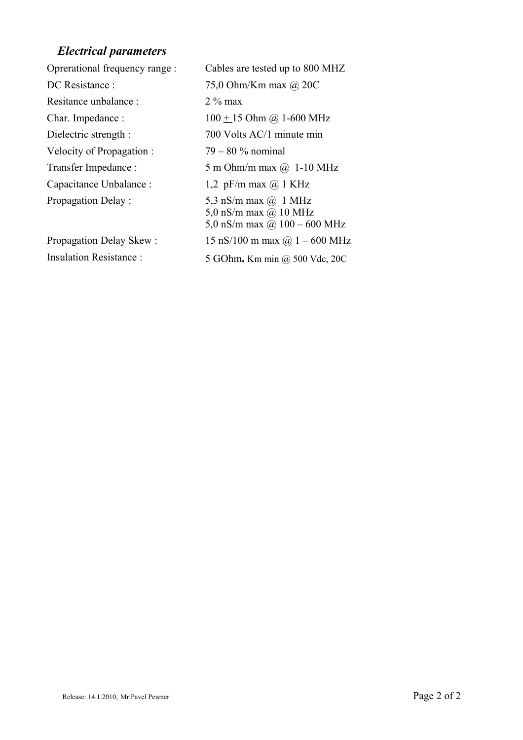### *Electrical parameters*

| | |
|---|---|
| Oprerational frequency range : | Cables are tested up to 800 MHZ |
| DC Resistance : | 75,0 Ohm/Km max @ 20C |
| Resitance unbalance : | 2 % max |
| Char. Impedance : | 100 $\pm$ 15 Ohm @ 1-600 MHz |
| Dielectric strength : | 700 Volts AC/1 minute min |
| Velocity of Propagation : | 79 – 80 % nominal |
| Transfer Impedance : | 5 m Ohm/m max @ 1-10 MHz |
| Capacitance Unbalance : | 1,2 pF/m max @ 1 KHz |
| Propagation Delay : | 5,3 nS/m max @ 1 MHz<br>5,0 nS/m max @ 10 MHz<br>5,0 nS/m max @ 100 – 600 MHz |
| Propagation Delay Skew : | 15 nS/100 m max @ 1 – 600 MHz |
| Insulation Resistance : | 5 GOhm**.** Km min @ 500 Vdc, 20C |

Release: 14.1.2010, Mr.Pavel Pewner